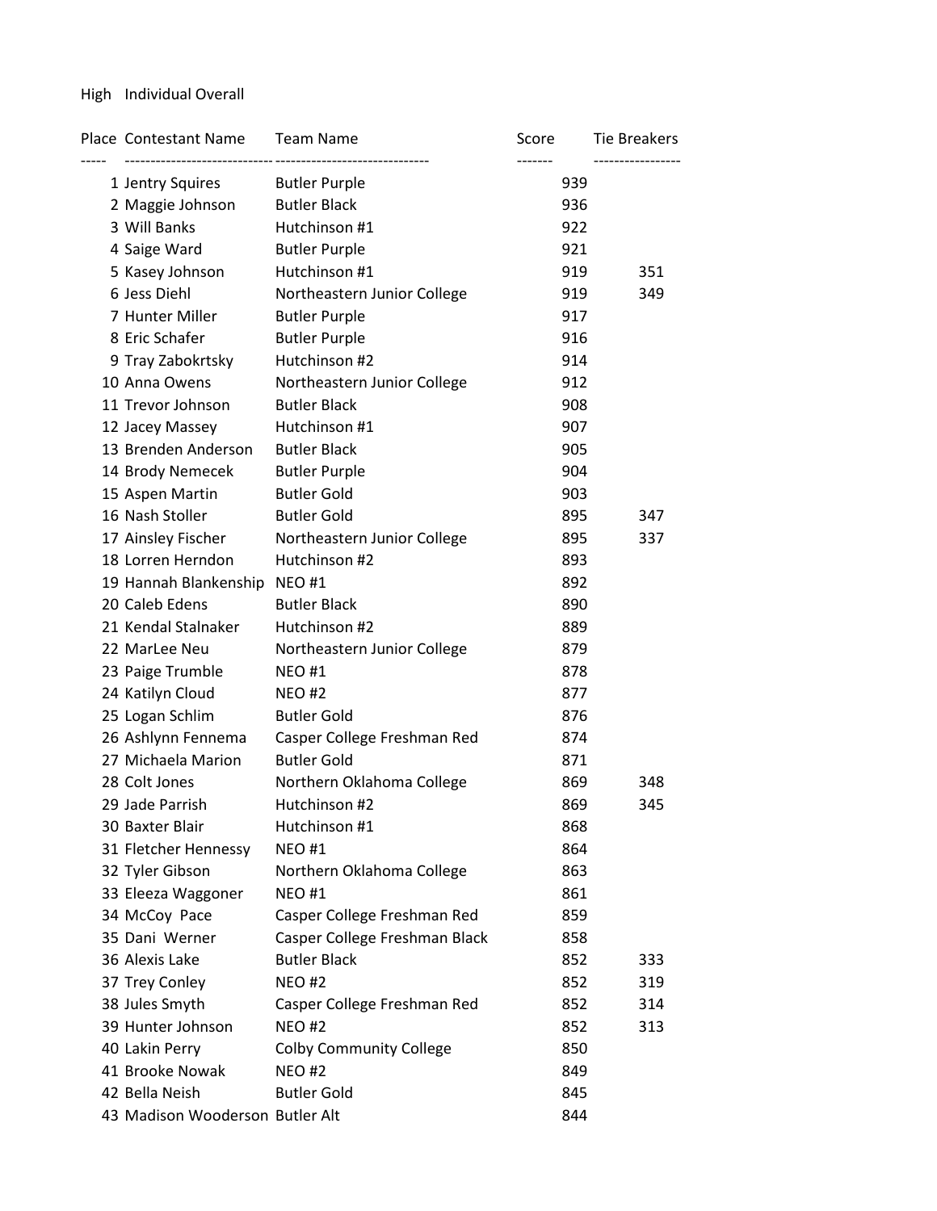High Individual Overall

| Place | Contestant Name | Team Name | Score | Tie Breakers |
|---|---|---|---|---|
| 1 | Jentry Squires | Butler Purple | 939 | |
| 2 | Maggie Johnson | Butler Black | 936 | |
| 3 | Will Banks | Hutchinson #1 | 922 | |
| 4 | Saige Ward | Butler Purple | 921 | |
| 5 | Kasey Johnson | Hutchinson #1 | 919 | 351 |
| 6 | Jess Diehl | Northeastern Junior College | 919 | 349 |
| 7 | Hunter Miller | Butler Purple | 917 | |
| 8 | Eric Schafer | Butler Purple | 916 | |
| 9 | Tray Zabokrtsky | Hutchinson #2 | 914 | |
| 10 | Anna Owens | Northeastern Junior College | 912 | |
| 11 | Trevor Johnson | Butler Black | 908 | |
| 12 | Jacey Massey | Hutchinson #1 | 907 | |
| 13 | Brenden Anderson | Butler Black | 905 | |
| 14 | Brody Nemecek | Butler Purple | 904 | |
| 15 | Aspen Martin | Butler Gold | 903 | |
| 16 | Nash Stoller | Butler Gold | 895 | 347 |
| 17 | Ainsley Fischer | Northeastern Junior College | 895 | 337 |
| 18 | Lorren Herndon | Hutchinson #2 | 893 | |
| 19 | Hannah Blankenship | NEO #1 | 892 | |
| 20 | Caleb Edens | Butler Black | 890 | |
| 21 | Kendal Stalnaker | Hutchinson #2 | 889 | |
| 22 | MarLee Neu | Northeastern Junior College | 879 | |
| 23 | Paige Trumble | NEO #1 | 878 | |
| 24 | Katilyn Cloud | NEO #2 | 877 | |
| 25 | Logan Schlim | Butler Gold | 876 | |
| 26 | Ashlynn Fennema | Casper College Freshman Red | 874 | |
| 27 | Michaela Marion | Butler Gold | 871 | |
| 28 | Colt Jones | Northern Oklahoma College | 869 | 348 |
| 29 | Jade Parrish | Hutchinson #2 | 869 | 345 |
| 30 | Baxter Blair | Hutchinson #1 | 868 | |
| 31 | Fletcher Hennessy | NEO #1 | 864 | |
| 32 | Tyler Gibson | Northern Oklahoma College | 863 | |
| 33 | Eleeza Waggoner | NEO #1 | 861 | |
| 34 | McCoy Pace | Casper College Freshman Red | 859 | |
| 35 | Dani Werner | Casper College Freshman Black | 858 | |
| 36 | Alexis Lake | Butler Black | 852 | 333 |
| 37 | Trey Conley | NEO #2 | 852 | 319 |
| 38 | Jules Smyth | Casper College Freshman Red | 852 | 314 |
| 39 | Hunter Johnson | NEO #2 | 852 | 313 |
| 40 | Lakin Perry | Colby Community College | 850 | |
| 41 | Brooke Nowak | NEO #2 | 849 | |
| 42 | Bella Neish | Butler Gold | 845 | |
| 43 | Madison Wooderson | Butler Alt | 844 | |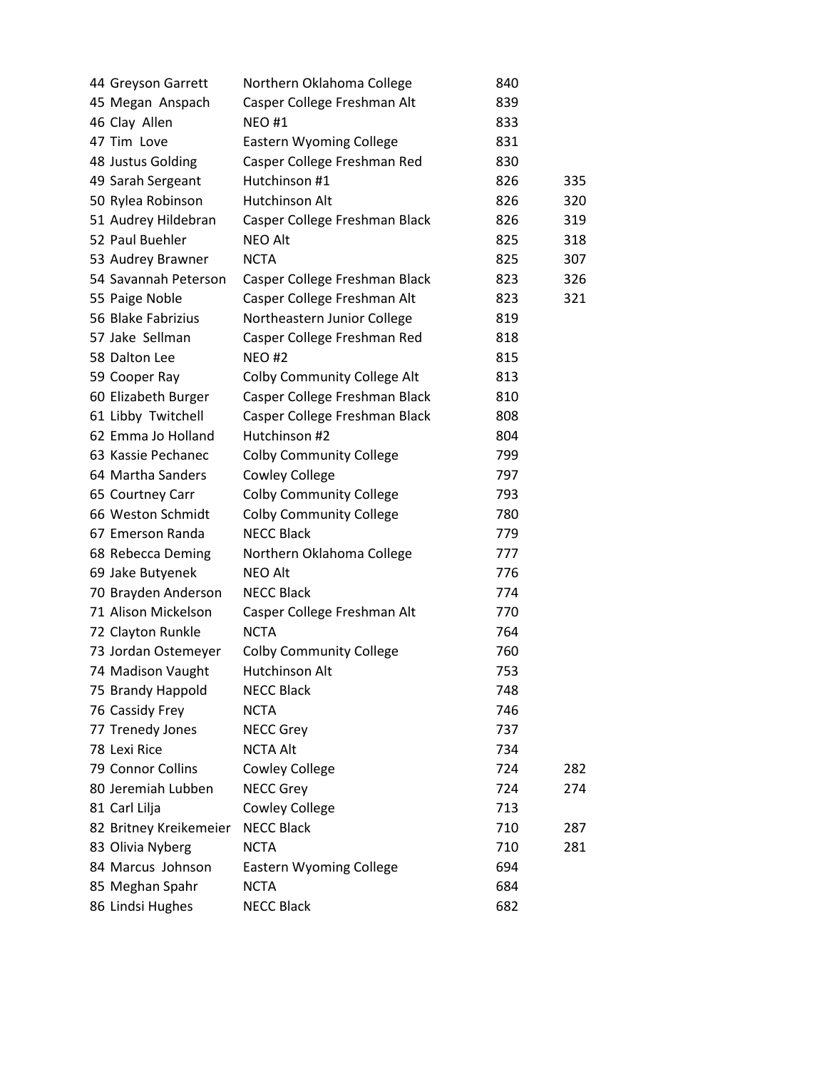| | | | |
|---|---|---|---|
| 44 Greyson Garrett | Northern Oklahoma College | 840 | |
| 45 Megan Anspach | Casper College Freshman Alt | 839 | |
| 46 Clay Allen | NEO #1 | 833 | |
| 47 Tim Love | Eastern Wyoming College | 831 | |
| 48 Justus Golding | Casper College Freshman Red | 830 | |
| 49 Sarah Sergeant | Hutchinson #1 | 826 | 335 |
| 50 Rylea Robinson | Hutchinson Alt | 826 | 320 |
| 51 Audrey Hildebran | Casper College Freshman Black | 826 | 319 |
| 52 Paul Buehler | NEO Alt | 825 | 318 |
| 53 Audrey Brawner | NCTA | 825 | 307 |
| 54 Savannah Peterson | Casper College Freshman Black | 823 | 326 |
| 55 Paige Noble | Casper College Freshman Alt | 823 | 321 |
| 56 Blake Fabrizius | Northeastern Junior College | 819 | |
| 57 Jake Sellman | Casper College Freshman Red | 818 | |
| 58 Dalton Lee | NEO #2 | 815 | |
| 59 Cooper Ray | Colby Community College Alt | 813 | |
| 60 Elizabeth Burger | Casper College Freshman Black | 810 | |
| 61 Libby Twitchell | Casper College Freshman Black | 808 | |
| 62 Emma Jo Holland | Hutchinson #2 | 804 | |
| 63 Kassie Pechanec | Colby Community College | 799 | |
| 64 Martha Sanders | Cowley College | 797 | |
| 65 Courtney Carr | Colby Community College | 793 | |
| 66 Weston Schmidt | Colby Community College | 780 | |
| 67 Emerson Randa | NECC Black | 779 | |
| 68 Rebecca Deming | Northern Oklahoma College | 777 | |
| 69 Jake Butyenek | NEO Alt | 776 | |
| 70 Brayden Anderson | NECC Black | 774 | |
| 71 Alison Mickelson | Casper College Freshman Alt | 770 | |
| 72 Clayton Runkle | NCTA | 764 | |
| 73 Jordan Ostemeyer | Colby Community College | 760 | |
| 74 Madison Vaught | Hutchinson Alt | 753 | |
| 75 Brandy Happold | NECC Black | 748 | |
| 76 Cassidy Frey | NCTA | 746 | |
| 77 Trenedy Jones | NECC Grey | 737 | |
| 78 Lexi Rice | NCTA Alt | 734 | |
| 79 Connor Collins | Cowley College | 724 | 282 |
| 80 Jeremiah Lubben | NECC Grey | 724 | 274 |
| 81 Carl Lilja | Cowley College | 713 | |
| 82 Britney Kreikemeier | NECC Black | 710 | 287 |
| 83 Olivia Nyberg | NCTA | 710 | 281 |
| 84 Marcus Johnson | Eastern Wyoming College | 694 | |
| 85 Meghan Spahr | NCTA | 684 | |
| 86 Lindsi Hughes | NECC Black | 682 | |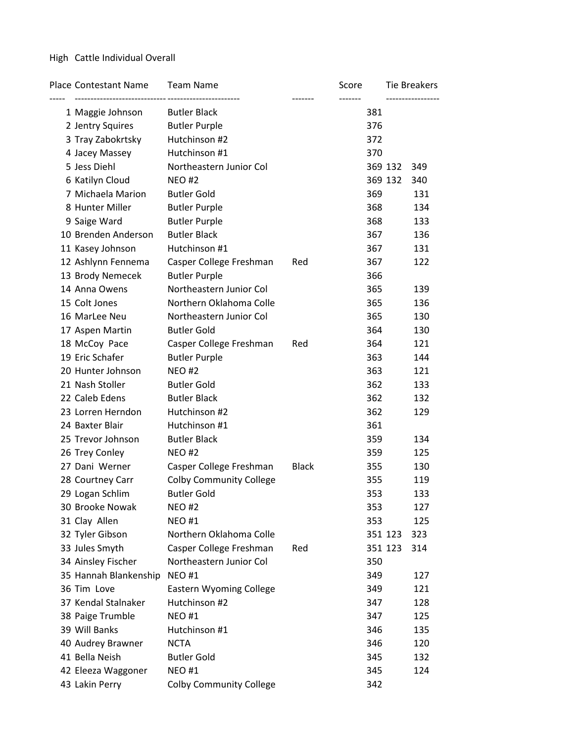High Cattle Individual Overall

| Place | Contestant Name | Team Name | | Score | Tie Breakers | |
|---|---|---|---|---|---|---|
| 1 | Maggie Johnson | Butler Black | | 381 | | |
| 2 | Jentry Squires | Butler Purple | | 376 | | |
| 3 | Tray Zabokrtsky | Hutchinson #2 | | 372 | | |
| 4 | Jacey Massey | Hutchinson #1 | | 370 | | |
| 5 | Jess Diehl | Northeastern Junior Col | | 369 | 132 | 349 |
| 6 | Katilyn Cloud | NEO #2 | | 369 | 132 | 340 |
| 7 | Michaela Marion | Butler Gold | | 369 | | 131 |
| 8 | Hunter Miller | Butler Purple | | 368 | | 134 |
| 9 | Saige Ward | Butler Purple | | 368 | | 133 |
| 10 | Brenden Anderson | Butler Black | | 367 | | 136 |
| 11 | Kasey Johnson | Hutchinson #1 | | 367 | | 131 |
| 12 | Ashlynn Fennema | Casper College Freshman | Red | 367 | | 122 |
| 13 | Brody Nemecek | Butler Purple | | 366 | | |
| 14 | Anna Owens | Northeastern Junior Col | | 365 | | 139 |
| 15 | Colt Jones | Northern Oklahoma Colle | | 365 | | 136 |
| 16 | MarLee Neu | Northeastern Junior Col | | 365 | | 130 |
| 17 | Aspen Martin | Butler Gold | | 364 | | 130 |
| 18 | McCoy Pace | Casper College Freshman | Red | 364 | | 121 |
| 19 | Eric Schafer | Butler Purple | | 363 | | 144 |
| 20 | Hunter Johnson | NEO #2 | | 363 | | 121 |
| 21 | Nash Stoller | Butler Gold | | 362 | | 133 |
| 22 | Caleb Edens | Butler Black | | 362 | | 132 |
| 23 | Lorren Herndon | Hutchinson #2 | | 362 | | 129 |
| 24 | Baxter Blair | Hutchinson #1 | | 361 | | |
| 25 | Trevor Johnson | Butler Black | | 359 | | 134 |
| 26 | Trey Conley | NEO #2 | | 359 | | 125 |
| 27 | Dani Werner | Casper College Freshman | Black | 355 | | 130 |
| 28 | Courtney Carr | Colby Community College | | 355 | | 119 |
| 29 | Logan Schlim | Butler Gold | | 353 | | 133 |
| 30 | Brooke Nowak | NEO #2 | | 353 | | 127 |
| 31 | Clay Allen | NEO #1 | | 353 | | 125 |
| 32 | Tyler Gibson | Northern Oklahoma Colle | | 351 | 123 | 323 |
| 33 | Jules Smyth | Casper College Freshman | Red | 351 | 123 | 314 |
| 34 | Ainsley Fischer | Northeastern Junior Col | | 350 | | |
| 35 | Hannah Blankenship | NEO #1 | | 349 | | 127 |
| 36 | Tim Love | Eastern Wyoming College | | 349 | | 121 |
| 37 | Kendal Stalnaker | Hutchinson #2 | | 347 | | 128 |
| 38 | Paige Trumble | NEO #1 | | 347 | | 125 |
| 39 | Will Banks | Hutchinson #1 | | 346 | | 135 |
| 40 | Audrey Brawner | NCTA | | 346 | | 120 |
| 41 | Bella Neish | Butler Gold | | 345 | | 132 |
| 42 | Eleeza Waggoner | NEO #1 | | 345 | | 124 |
| 43 | Lakin Perry | Colby Community College | | 342 | | |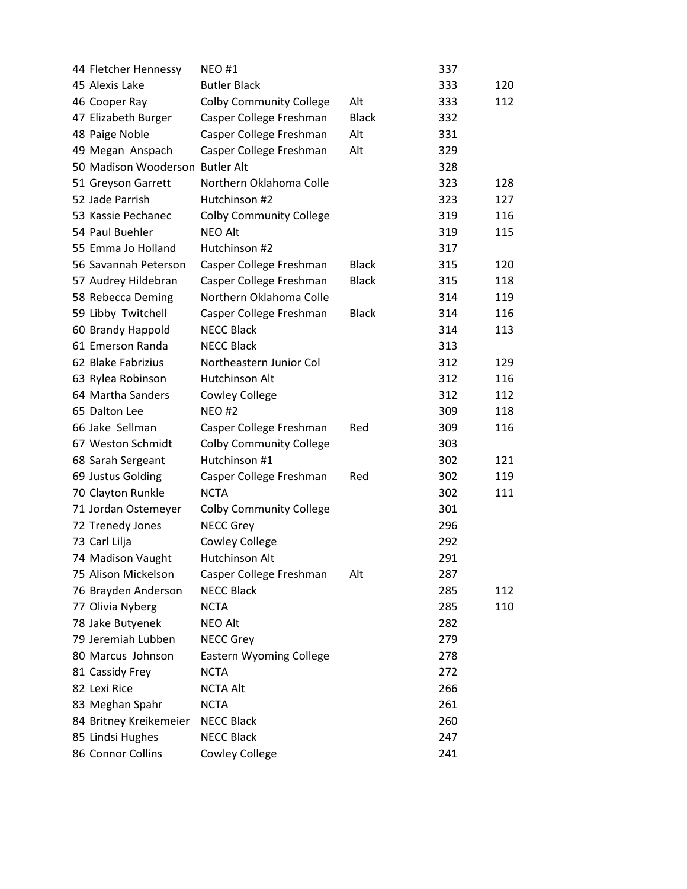| | | | | | |
|---|---|---|---|---|---|
| 44 | Fletcher Hennessy | NEO #1 | | 337 | |
| 45 | Alexis Lake | Butler Black | | 333 | 120 |
| 46 | Cooper Ray | Colby Community College | Alt | 333 | 112 |
| 47 | Elizabeth Burger | Casper College Freshman | Black | 332 | |
| 48 | Paige Noble | Casper College Freshman | Alt | 331 | |
| 49 | Megan Anspach | Casper College Freshman | Alt | 329 | |
| 50 | Madison Wooderson | Butler Alt | | 328 | |
| 51 | Greyson Garrett | Northern Oklahoma Colle | | 323 | 128 |
| 52 | Jade Parrish | Hutchinson #2 | | 323 | 127 |
| 53 | Kassie Pechanec | Colby Community College | | 319 | 116 |
| 54 | Paul Buehler | NEO Alt | | 319 | 115 |
| 55 | Emma Jo Holland | Hutchinson #2 | | 317 | |
| 56 | Savannah Peterson | Casper College Freshman | Black | 315 | 120 |
| 57 | Audrey Hildebran | Casper College Freshman | Black | 315 | 118 |
| 58 | Rebecca Deming | Northern Oklahoma Colle | | 314 | 119 |
| 59 | Libby Twitchell | Casper College Freshman | Black | 314 | 116 |
| 60 | Brandy Happold | NECC Black | | 314 | 113 |
| 61 | Emerson Randa | NECC Black | | 313 | |
| 62 | Blake Fabrizius | Northeastern Junior Col | | 312 | 129 |
| 63 | Rylea Robinson | Hutchinson Alt | | 312 | 116 |
| 64 | Martha Sanders | Cowley College | | 312 | 112 |
| 65 | Dalton Lee | NEO #2 | | 309 | 118 |
| 66 | Jake Sellman | Casper College Freshman | Red | 309 | 116 |
| 67 | Weston Schmidt | Colby Community College | | 303 | |
| 68 | Sarah Sergeant | Hutchinson #1 | | 302 | 121 |
| 69 | Justus Golding | Casper College Freshman | Red | 302 | 119 |
| 70 | Clayton Runkle | NCTA | | 302 | 111 |
| 71 | Jordan Ostemeyer | Colby Community College | | 301 | |
| 72 | Trenedy Jones | NECC Grey | | 296 | |
| 73 | Carl Lilja | Cowley College | | 292 | |
| 74 | Madison Vaught | Hutchinson Alt | | 291 | |
| 75 | Alison Mickelson | Casper College Freshman | Alt | 287 | |
| 76 | Brayden Anderson | NECC Black | | 285 | 112 |
| 77 | Olivia Nyberg | NCTA | | 285 | 110 |
| 78 | Jake Butyenek | NEO Alt | | 282 | |
| 79 | Jeremiah Lubben | NECC Grey | | 279 | |
| 80 | Marcus Johnson | Eastern Wyoming College | | 278 | |
| 81 | Cassidy Frey | NCTA | | 272 | |
| 82 | Lexi Rice | NCTA Alt | | 266 | |
| 83 | Meghan Spahr | NCTA | | 261 | |
| 84 | Britney Kreikemeier | NECC Black | | 260 | |
| 85 | Lindsi Hughes | NECC Black | | 247 | |
| 86 | Connor Collins | Cowley College | | 241 | |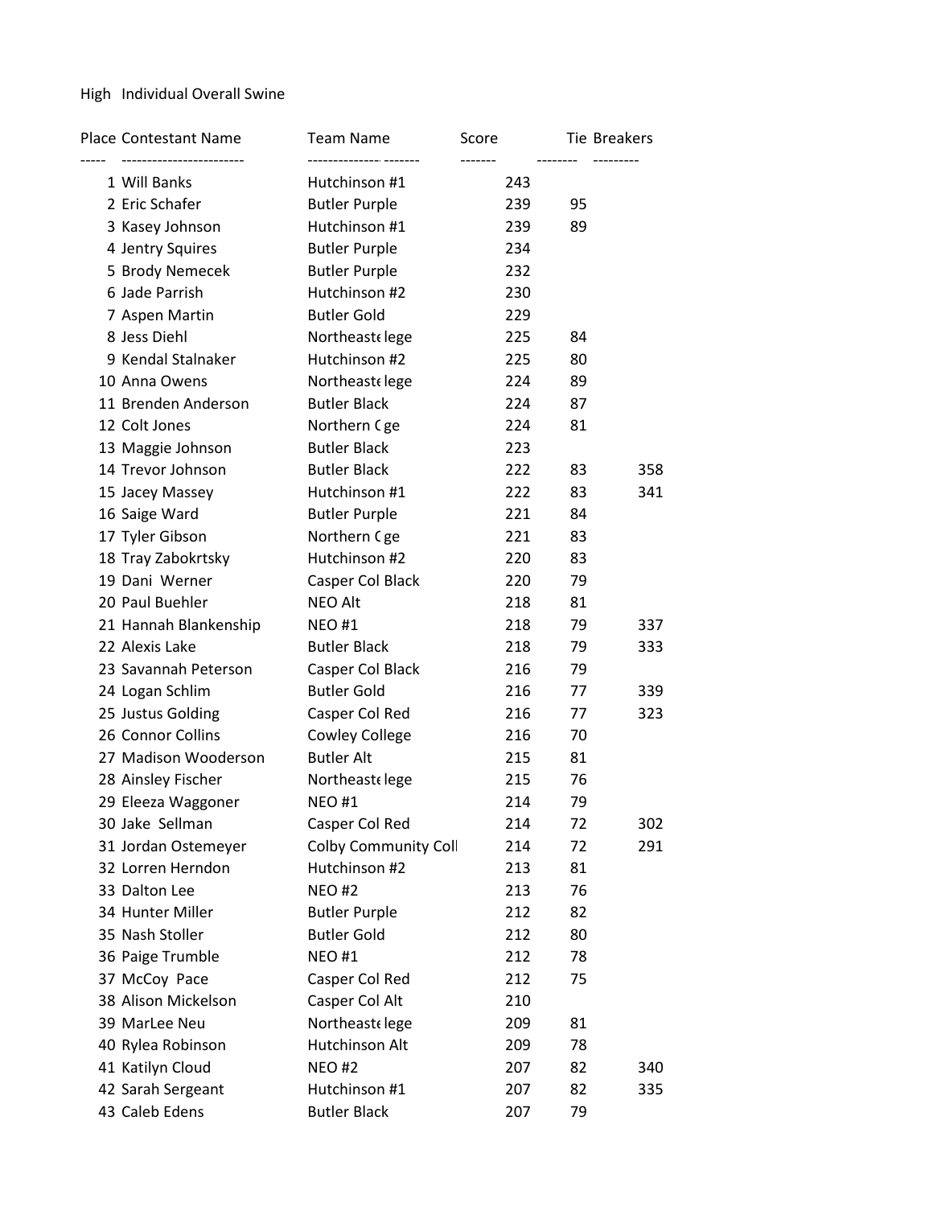High Individual Overall Swine

| Place | Contestant Name | Team Name | Score | Tie | Breakers |
|---|---|---|---|---|---|
| 1 | Will Banks | Hutchinson #1 | 243 | | |
| 2 | Eric Schafer | Butler Purple | 239 | 95 | |
| 3 | Kasey Johnson | Hutchinson #1 | 239 | 89 | |
| 4 | Jentry Squires | Butler Purple | 234 | | |
| 5 | Brody Nemecek | Butler Purple | 232 | | |
| 6 | Jade Parrish | Hutchinson #2 | 230 | | |
| 7 | Aspen Martin | Butler Gold | 229 | | |
| 8 | Jess Diehl | Northeast‹lege | 225 | 84 | |
| 9 | Kendal Stalnaker | Hutchinson #2 | 225 | 80 | |
| 10 | Anna Owens | Northeast‹lege | 224 | 89 | |
| 11 | Brenden Anderson | Butler Black | 224 | 87 | |
| 12 | Colt Jones | Northern ( ge | 224 | 81 | |
| 13 | Maggie Johnson | Butler Black | 223 | | |
| 14 | Trevor Johnson | Butler Black | 222 | 83 | 358 |
| 15 | Jacey Massey | Hutchinson #1 | 222 | 83 | 341 |
| 16 | Saige Ward | Butler Purple | 221 | 84 | |
| 17 | Tyler Gibson | Northern ( ge | 221 | 83 | |
| 18 | Tray Zabokrtsky | Hutchinson #2 | 220 | 83 | |
| 19 | Dani Werner | Casper Col Black | 220 | 79 | |
| 20 | Paul Buehler | NEO Alt | 218 | 81 | |
| 21 | Hannah Blankenship | NEO #1 | 218 | 79 | 337 |
| 22 | Alexis Lake | Butler Black | 218 | 79 | 333 |
| 23 | Savannah Peterson | Casper Col Black | 216 | 79 | |
| 24 | Logan Schlim | Butler Gold | 216 | 77 | 339 |
| 25 | Justus Golding | Casper Col Red | 216 | 77 | 323 |
| 26 | Connor Collins | Cowley College | 216 | 70 | |
| 27 | Madison Wooderson | Butler Alt | 215 | 81 | |
| 28 | Ainsley Fischer | Northeast‹lege | 215 | 76 | |
| 29 | Eleeza Waggoner | NEO #1 | 214 | 79 | |
| 30 | Jake Sellman | Casper Col Red | 214 | 72 | 302 |
| 31 | Jordan Ostemeyer | Colby Community Coll | 214 | 72 | 291 |
| 32 | Lorren Herndon | Hutchinson #2 | 213 | 81 | |
| 33 | Dalton Lee | NEO #2 | 213 | 76 | |
| 34 | Hunter Miller | Butler Purple | 212 | 82 | |
| 35 | Nash Stoller | Butler Gold | 212 | 80 | |
| 36 | Paige Trumble | NEO #1 | 212 | 78 | |
| 37 | McCoy Pace | Casper Col Red | 212 | 75 | |
| 38 | Alison Mickelson | Casper Col Alt | 210 | | |
| 39 | MarLee Neu | Northeast‹lege | 209 | 81 | |
| 40 | Rylea Robinson | Hutchinson Alt | 209 | 78 | |
| 41 | Katilyn Cloud | NEO #2 | 207 | 82 | 340 |
| 42 | Sarah Sergeant | Hutchinson #1 | 207 | 82 | 335 |
| 43 | Caleb Edens | Butler Black | 207 | 79 | |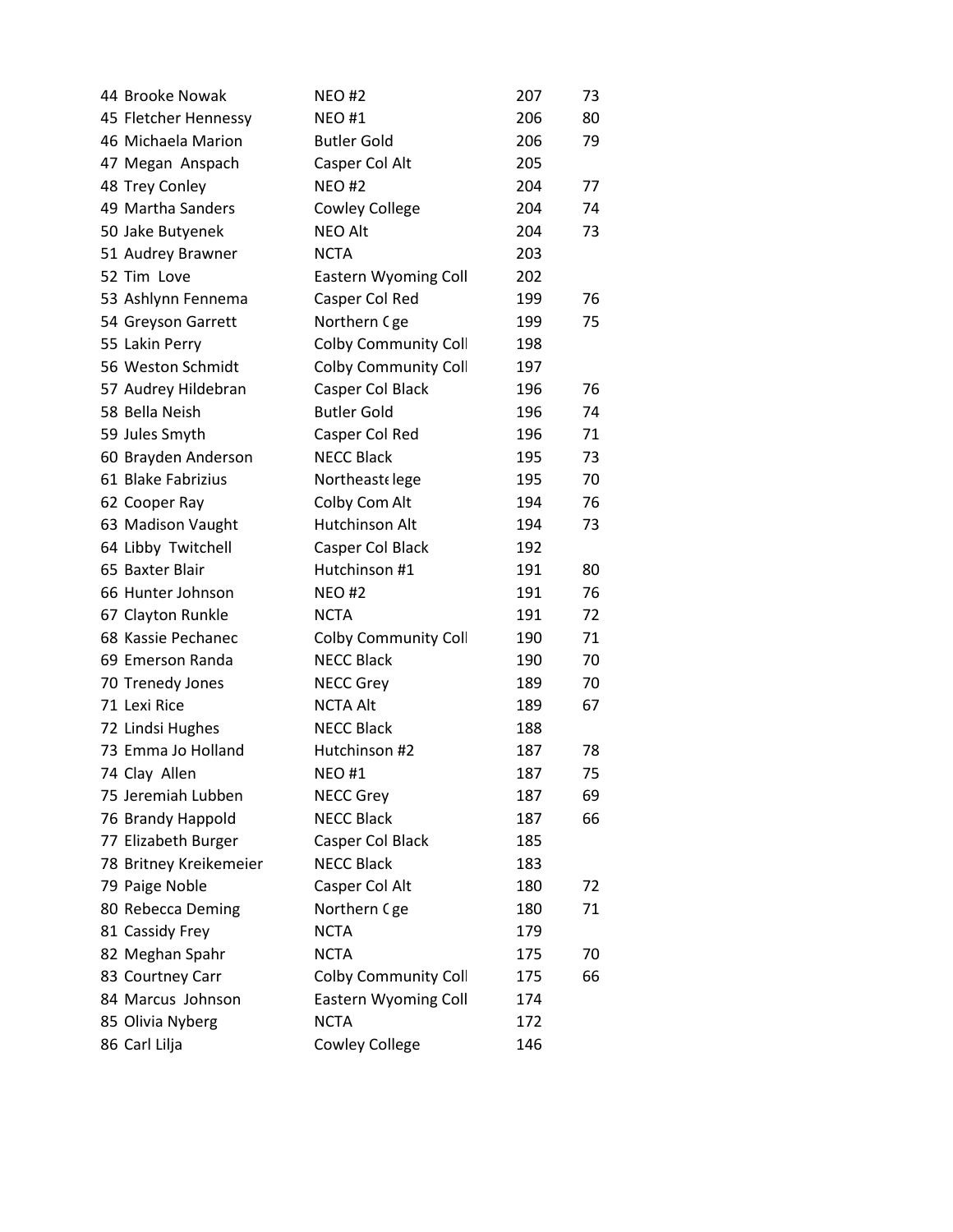| | | | | |
|---|---|---|---|---|
| 44 | Brooke Nowak | NEO #2 | 207 | 73 |
| 45 | Fletcher Hennessy | NEO #1 | 206 | 80 |
| 46 | Michaela Marion | Butler Gold | 206 | 79 |
| 47 | Megan Anspach | Casper Col Alt | 205 | |
| 48 | Trey Conley | NEO #2 | 204 | 77 |
| 49 | Martha Sanders | Cowley College | 204 | 74 |
| 50 | Jake Butyenek | NEO Alt | 204 | 73 |
| 51 | Audrey Brawner | NCTA | 203 | |
| 52 | Tim Love | Eastern Wyoming Coll | 202 | |
| 53 | Ashlynn Fennema | Casper Col Red | 199 | 76 |
| 54 | Greyson Garrett | Northern (ge | 199 | 75 |
| 55 | Lakin Perry | Colby Community Coll | 198 | |
| 56 | Weston Schmidt | Colby Community Coll | 197 | |
| 57 | Audrey Hildebran | Casper Col Black | 196 | 76 |
| 58 | Bella Neish | Butler Gold | 196 | 74 |
| 59 | Jules Smyth | Casper Col Red | 196 | 71 |
| 60 | Brayden Anderson | NECC Black | 195 | 73 |
| 61 | Blake Fabrizius | Northeastelege | 195 | 70 |
| 62 | Cooper Ray | Colby Com Alt | 194 | 76 |
| 63 | Madison Vaught | Hutchinson Alt | 194 | 73 |
| 64 | Libby Twitchell | Casper Col Black | 192 | |
| 65 | Baxter Blair | Hutchinson #1 | 191 | 80 |
| 66 | Hunter Johnson | NEO #2 | 191 | 76 |
| 67 | Clayton Runkle | NCTA | 191 | 72 |
| 68 | Kassie Pechanec | Colby Community Coll | 190 | 71 |
| 69 | Emerson Randa | NECC Black | 190 | 70 |
| 70 | Trenedy Jones | NECC Grey | 189 | 70 |
| 71 | Lexi Rice | NCTA Alt | 189 | 67 |
| 72 | Lindsi Hughes | NECC Black | 188 | |
| 73 | Emma Jo Holland | Hutchinson #2 | 187 | 78 |
| 74 | Clay Allen | NEO #1 | 187 | 75 |
| 75 | Jeremiah Lubben | NECC Grey | 187 | 69 |
| 76 | Brandy Happold | NECC Black | 187 | 66 |
| 77 | Elizabeth Burger | Casper Col Black | 185 | |
| 78 | Britney Kreikemeier | NECC Black | 183 | |
| 79 | Paige Noble | Casper Col Alt | 180 | 72 |
| 80 | Rebecca Deming | Northern (ge | 180 | 71 |
| 81 | Cassidy Frey | NCTA | 179 | |
| 82 | Meghan Spahr | NCTA | 175 | 70 |
| 83 | Courtney Carr | Colby Community Coll | 175 | 66 |
| 84 | Marcus Johnson | Eastern Wyoming Coll | 174 | |
| 85 | Olivia Nyberg | NCTA | 172 | |
| 86 | Carl Lilja | Cowley College | 146 | |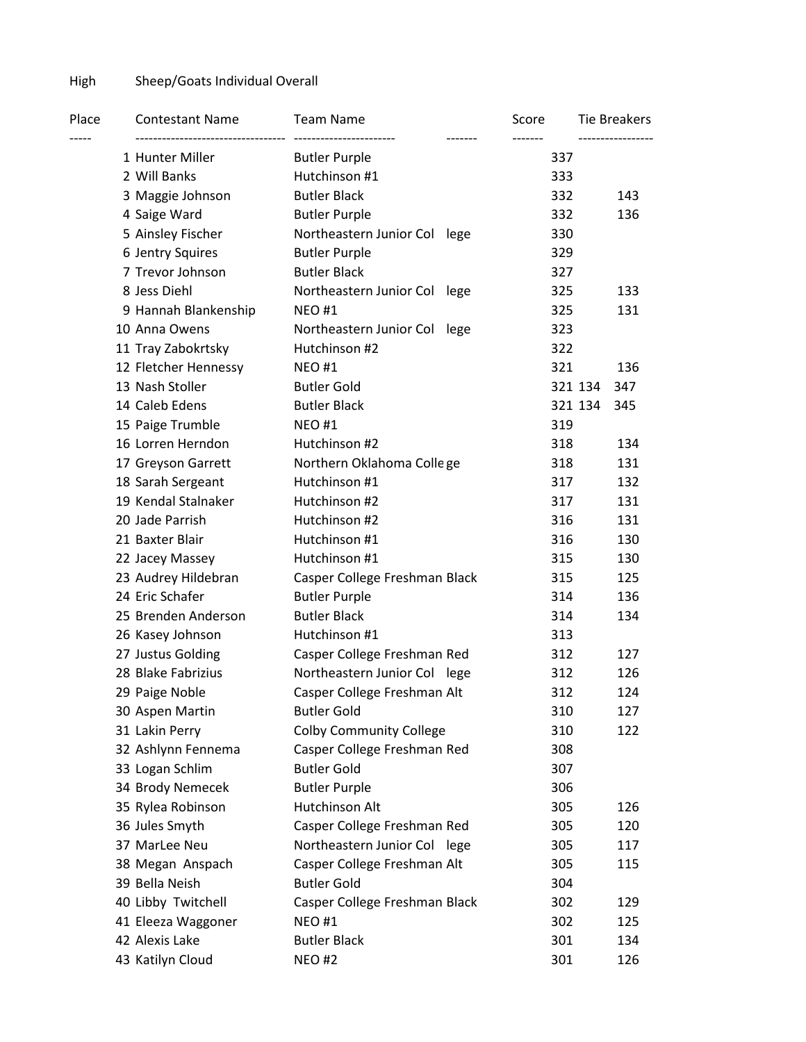High Sheep/Goats Individual Overall

| Place | Contestant Name | Team Name | Score | Tie Breakers |
|---|---|---|---|---|
| 1 | Hunter Miller | Butler Purple | 337 | |
| 2 | Will Banks | Hutchinson #1 | 333 | |
| 3 | Maggie Johnson | Butler Black | 332 | 143 |
| 4 | Saige Ward | Butler Purple | 332 | 136 |
| 5 | Ainsley Fischer | Northeastern Junior College | 330 | |
| 6 | Jentry Squires | Butler Purple | 329 | |
| 7 | Trevor Johnson | Butler Black | 327 | |
| 8 | Jess Diehl | Northeastern Junior College | 325 | 133 |
| 9 | Hannah Blankenship | NEO #1 | 325 | 131 |
| 10 | Anna Owens | Northeastern Junior College | 323 | |
| 11 | Tray Zabokrtsky | Hutchinson #2 | 322 | |
| 12 | Fletcher Hennessy | NEO #1 | 321 | 136 |
| 13 | Nash Stoller | Butler Gold | 321 | 134 347 |
| 14 | Caleb Edens | Butler Black | 321 | 134 345 |
| 15 | Paige Trumble | NEO #1 | 319 | |
| 16 | Lorren Herndon | Hutchinson #2 | 318 | 134 |
| 17 | Greyson Garrett | Northern Oklahoma College | 318 | 131 |
| 18 | Sarah Sergeant | Hutchinson #1 | 317 | 132 |
| 19 | Kendal Stalnaker | Hutchinson #2 | 317 | 131 |
| 20 | Jade Parrish | Hutchinson #2 | 316 | 131 |
| 21 | Baxter Blair | Hutchinson #1 | 316 | 130 |
| 22 | Jacey Massey | Hutchinson #1 | 315 | 130 |
| 23 | Audrey Hildebran | Casper College Freshman Black | 315 | 125 |
| 24 | Eric Schafer | Butler Purple | 314 | 136 |
| 25 | Brenden Anderson | Butler Black | 314 | 134 |
| 26 | Kasey Johnson | Hutchinson #1 | 313 | |
| 27 | Justus Golding | Casper College Freshman Red | 312 | 127 |
| 28 | Blake Fabrizius | Northeastern Junior College | 312 | 126 |
| 29 | Paige Noble | Casper College Freshman Alt | 312 | 124 |
| 30 | Aspen Martin | Butler Gold | 310 | 127 |
| 31 | Lakin Perry | Colby Community College | 310 | 122 |
| 32 | Ashlynn Fennema | Casper College Freshman Red | 308 | |
| 33 | Logan Schlim | Butler Gold | 307 | |
| 34 | Brody Nemecek | Butler Purple | 306 | |
| 35 | Rylea Robinson | Hutchinson Alt | 305 | 126 |
| 36 | Jules Smyth | Casper College Freshman Red | 305 | 120 |
| 37 | MarLee Neu | Northeastern Junior College | 305 | 117 |
| 38 | Megan Anspach | Casper College Freshman Alt | 305 | 115 |
| 39 | Bella Neish | Butler Gold | 304 | |
| 40 | Libby Twitchell | Casper College Freshman Black | 302 | 129 |
| 41 | Eleeza Waggoner | NEO #1 | 302 | 125 |
| 42 | Alexis Lake | Butler Black | 301 | 134 |
| 43 | Katilyn Cloud | NEO #2 | 301 | 126 |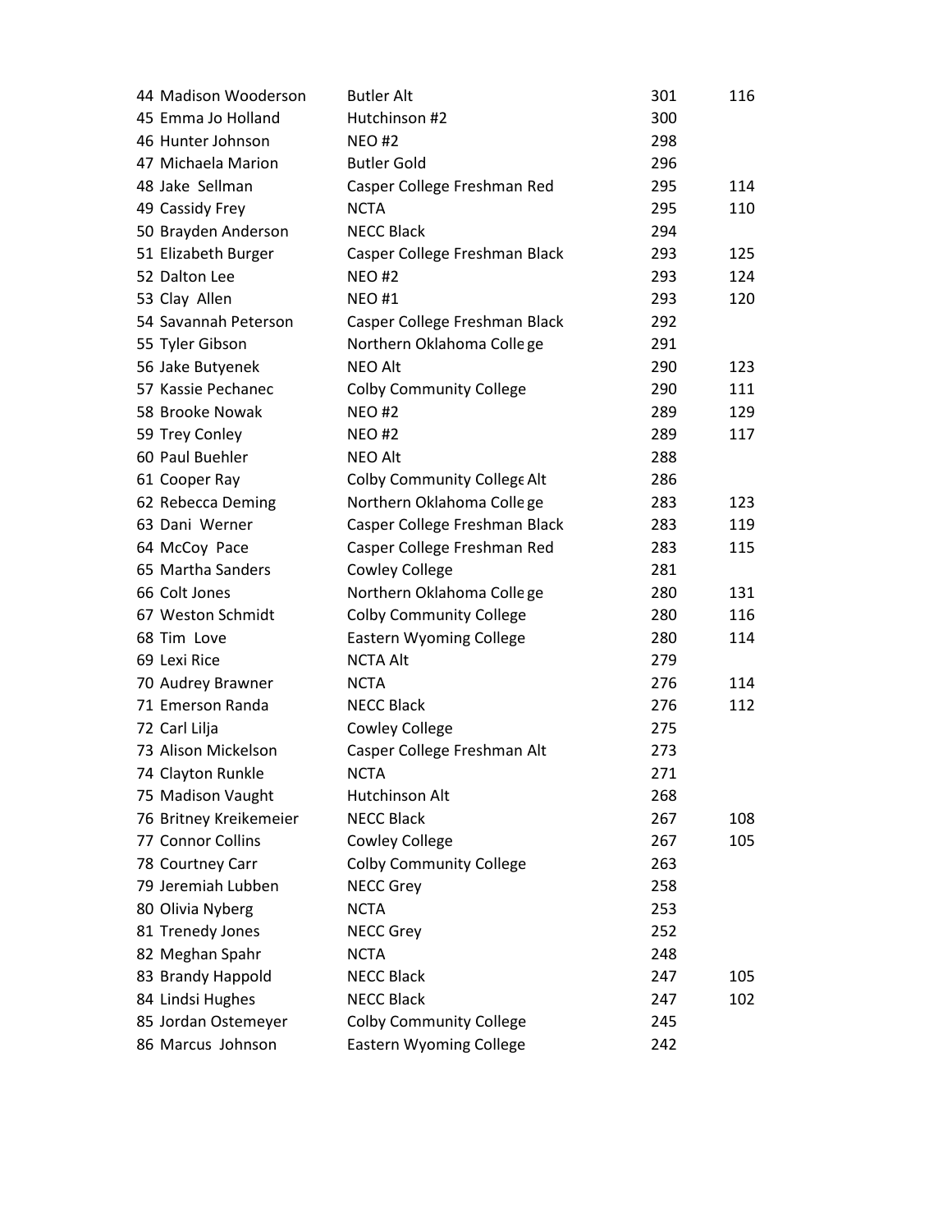| | | | |
|---|---|---|---|
| 44 Madison Wooderson | Butler Alt | 301 | 116 |
| 45 Emma Jo Holland | Hutchinson #2 | 300 | |
| 46 Hunter Johnson | NEO #2 | 298 | |
| 47 Michaela Marion | Butler Gold | 296 | |
| 48 Jake Sellman | Casper College Freshman Red | 295 | 114 |
| 49 Cassidy Frey | NCTA | 295 | 110 |
| 50 Brayden Anderson | NECC Black | 294 | |
| 51 Elizabeth Burger | Casper College Freshman Black | 293 | 125 |
| 52 Dalton Lee | NEO #2 | 293 | 124 |
| 53 Clay Allen | NEO #1 | 293 | 120 |
| 54 Savannah Peterson | Casper College Freshman Black | 292 | |
| 55 Tyler Gibson | Northern Oklahoma College | 291 | |
| 56 Jake Butyenek | NEO Alt | 290 | 123 |
| 57 Kassie Pechanec | Colby Community College | 290 | 111 |
| 58 Brooke Nowak | NEO #2 | 289 | 129 |
| 59 Trey Conley | NEO #2 | 289 | 117 |
| 60 Paul Buehler | NEO Alt | 288 | |
| 61 Cooper Ray | Colby Community College Alt | 286 | |
| 62 Rebecca Deming | Northern Oklahoma College | 283 | 123 |
| 63 Dani Werner | Casper College Freshman Black | 283 | 119 |
| 64 McCoy Pace | Casper College Freshman Red | 283 | 115 |
| 65 Martha Sanders | Cowley College | 281 | |
| 66 Colt Jones | Northern Oklahoma College | 280 | 131 |
| 67 Weston Schmidt | Colby Community College | 280 | 116 |
| 68 Tim Love | Eastern Wyoming College | 280 | 114 |
| 69 Lexi Rice | NCTA Alt | 279 | |
| 70 Audrey Brawner | NCTA | 276 | 114 |
| 71 Emerson Randa | NECC Black | 276 | 112 |
| 72 Carl Lilja | Cowley College | 275 | |
| 73 Alison Mickelson | Casper College Freshman Alt | 273 | |
| 74 Clayton Runkle | NCTA | 271 | |
| 75 Madison Vaught | Hutchinson Alt | 268 | |
| 76 Britney Kreikemeier | NECC Black | 267 | 108 |
| 77 Connor Collins | Cowley College | 267 | 105 |
| 78 Courtney Carr | Colby Community College | 263 | |
| 79 Jeremiah Lubben | NECC Grey | 258 | |
| 80 Olivia Nyberg | NCTA | 253 | |
| 81 Trenedy Jones | NECC Grey | 252 | |
| 82 Meghan Spahr | NCTA | 248 | |
| 83 Brandy Happold | NECC Black | 247 | 105 |
| 84 Lindsi Hughes | NECC Black | 247 | 102 |
| 85 Jordan Ostemeyer | Colby Community College | 245 | |
| 86 Marcus Johnson | Eastern Wyoming College | 242 | |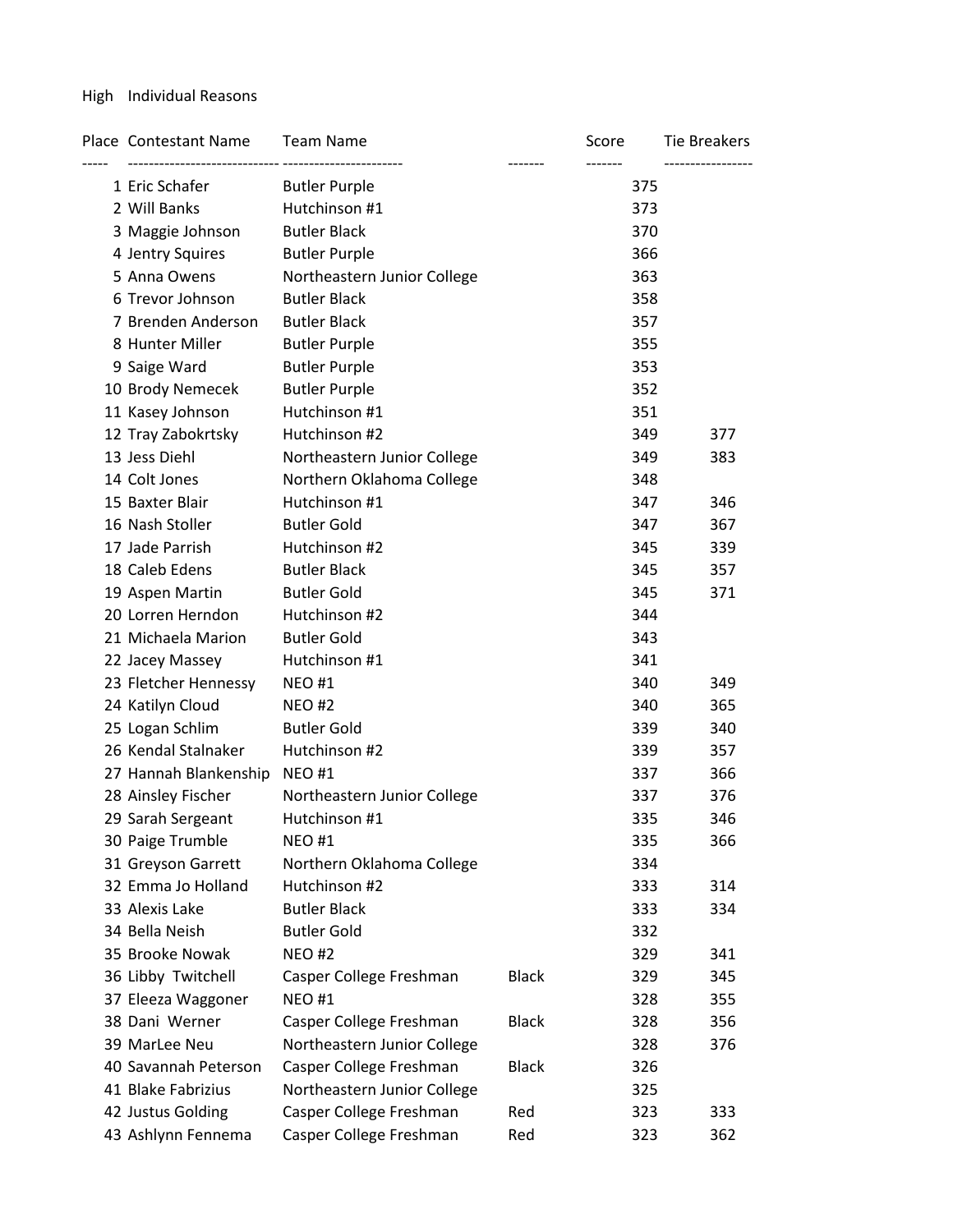High Individual Reasons

| Place | Contestant Name | Team Name | | Score | Tie Breakers |
|---|---|---|---|---|---|
| 1 | Eric Schafer | Butler Purple | | 375 | |
| 2 | Will Banks | Hutchinson #1 | | 373 | |
| 3 | Maggie Johnson | Butler Black | | 370 | |
| 4 | Jentry Squires | Butler Purple | | 366 | |
| 5 | Anna Owens | Northeastern Junior College | | 363 | |
| 6 | Trevor Johnson | Butler Black | | 358 | |
| 7 | Brenden Anderson | Butler Black | | 357 | |
| 8 | Hunter Miller | Butler Purple | | 355 | |
| 9 | Saige Ward | Butler Purple | | 353 | |
| 10 | Brody Nemecek | Butler Purple | | 352 | |
| 11 | Kasey Johnson | Hutchinson #1 | | 351 | |
| 12 | Tray Zabokrtsky | Hutchinson #2 | | 349 | 377 |
| 13 | Jess Diehl | Northeastern Junior College | | 349 | 383 |
| 14 | Colt Jones | Northern Oklahoma College | | 348 | |
| 15 | Baxter Blair | Hutchinson #1 | | 347 | 346 |
| 16 | Nash Stoller | Butler Gold | | 347 | 367 |
| 17 | Jade Parrish | Hutchinson #2 | | 345 | 339 |
| 18 | Caleb Edens | Butler Black | | 345 | 357 |
| 19 | Aspen Martin | Butler Gold | | 345 | 371 |
| 20 | Lorren Herndon | Hutchinson #2 | | 344 | |
| 21 | Michaela Marion | Butler Gold | | 343 | |
| 22 | Jacey Massey | Hutchinson #1 | | 341 | |
| 23 | Fletcher Hennessy | NEO #1 | | 340 | 349 |
| 24 | Katilyn Cloud | NEO #2 | | 340 | 365 |
| 25 | Logan Schlim | Butler Gold | | 339 | 340 |
| 26 | Kendal Stalnaker | Hutchinson #2 | | 339 | 357 |
| 27 | Hannah Blankenship | NEO #1 | | 337 | 366 |
| 28 | Ainsley Fischer | Northeastern Junior College | | 337 | 376 |
| 29 | Sarah Sergeant | Hutchinson #1 | | 335 | 346 |
| 30 | Paige Trumble | NEO #1 | | 335 | 366 |
| 31 | Greyson Garrett | Northern Oklahoma College | | 334 | |
| 32 | Emma Jo Holland | Hutchinson #2 | | 333 | 314 |
| 33 | Alexis Lake | Butler Black | | 333 | 334 |
| 34 | Bella Neish | Butler Gold | | 332 | |
| 35 | Brooke Nowak | NEO #2 | | 329 | 341 |
| 36 | Libby Twitchell | Casper College Freshman | Black | 329 | 345 |
| 37 | Eleeza Waggoner | NEO #1 | | 328 | 355 |
| 38 | Dani Werner | Casper College Freshman | Black | 328 | 356 |
| 39 | MarLee Neu | Northeastern Junior College | | 328 | 376 |
| 40 | Savannah Peterson | Casper College Freshman | Black | 326 | |
| 41 | Blake Fabrizius | Northeastern Junior College | | 325 | |
| 42 | Justus Golding | Casper College Freshman | Red | 323 | 333 |
| 43 | Ashlynn Fennema | Casper College Freshman | Red | 323 | 362 |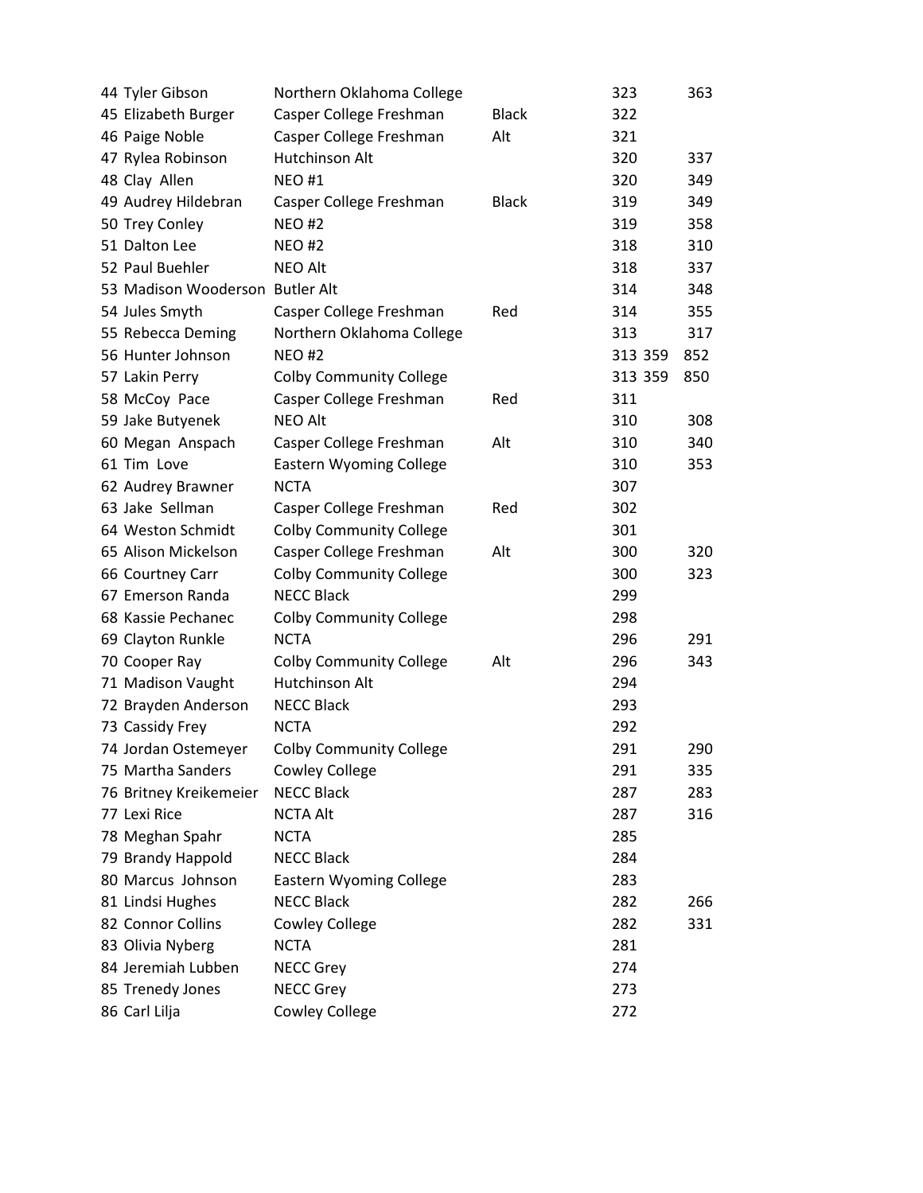| | | | | |
|---|---|---|---|---|
| 44 Tyler Gibson | Northern Oklahoma College | | 323 | 363 |
| 45 Elizabeth Burger | Casper College Freshman | Black | 322 | |
| 46 Paige Noble | Casper College Freshman | Alt | 321 | |
| 47 Rylea Robinson | Hutchinson Alt | | 320 | 337 |
| 48 Clay Allen | NEO #1 | | 320 | 349 |
| 49 Audrey Hildebran | Casper College Freshman | Black | 319 | 349 |
| 50 Trey Conley | NEO #2 | | 319 | 358 |
| 51 Dalton Lee | NEO #2 | | 318 | 310 |
| 52 Paul Buehler | NEO Alt | | 318 | 337 |
| 53 Madison Wooderson | Butler Alt | | 314 | 348 |
| 54 Jules Smyth | Casper College Freshman | Red | 314 | 355 |
| 55 Rebecca Deming | Northern Oklahoma College | | 313 | 317 |
| 56 Hunter Johnson | NEO #2 | | 313 359 | 852 |
| 57 Lakin Perry | Colby Community College | | 313 359 | 850 |
| 58 McCoy Pace | Casper College Freshman | Red | 311 | |
| 59 Jake Butyenek | NEO Alt | | 310 | 308 |
| 60 Megan Anspach | Casper College Freshman | Alt | 310 | 340 |
| 61 Tim Love | Eastern Wyoming College | | 310 | 353 |
| 62 Audrey Brawner | NCTA | | 307 | |
| 63 Jake Sellman | Casper College Freshman | Red | 302 | |
| 64 Weston Schmidt | Colby Community College | | 301 | |
| 65 Alison Mickelson | Casper College Freshman | Alt | 300 | 320 |
| 66 Courtney Carr | Colby Community College | | 300 | 323 |
| 67 Emerson Randa | NECC Black | | 299 | |
| 68 Kassie Pechanec | Colby Community College | | 298 | |
| 69 Clayton Runkle | NCTA | | 296 | 291 |
| 70 Cooper Ray | Colby Community College | Alt | 296 | 343 |
| 71 Madison Vaught | Hutchinson Alt | | 294 | |
| 72 Brayden Anderson | NECC Black | | 293 | |
| 73 Cassidy Frey | NCTA | | 292 | |
| 74 Jordan Ostemeyer | Colby Community College | | 291 | 290 |
| 75 Martha Sanders | Cowley College | | 291 | 335 |
| 76 Britney Kreikemeier | NECC Black | | 287 | 283 |
| 77 Lexi Rice | NCTA Alt | | 287 | 316 |
| 78 Meghan Spahr | NCTA | | 285 | |
| 79 Brandy Happold | NECC Black | | 284 | |
| 80 Marcus Johnson | Eastern Wyoming College | | 283 | |
| 81 Lindsi Hughes | NECC Black | | 282 | 266 |
| 82 Connor Collins | Cowley College | | 282 | 331 |
| 83 Olivia Nyberg | NCTA | | 281 | |
| 84 Jeremiah Lubben | NECC Grey | | 274 | |
| 85 Trenedy Jones | NECC Grey | | 273 | |
| 86 Carl Lilja | Cowley College | | 272 | |